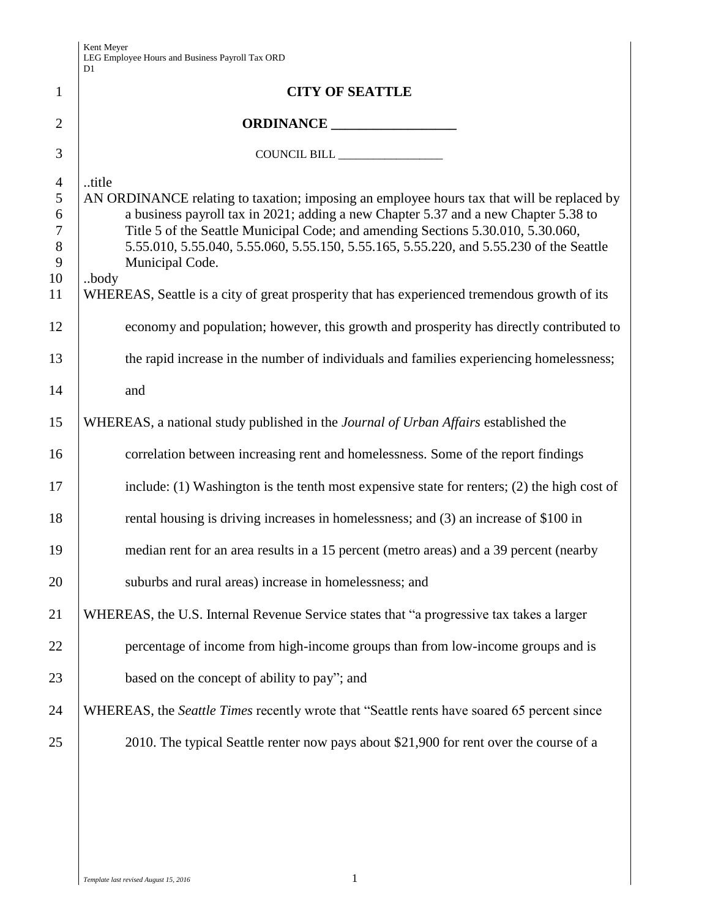# CITY OF SEATTLE

## ORDINANCE __________________

COUNCIL BILL __________________

..title

AN ORDINANCE relating to taxation; imposing an employee hours tax that will be replaced by a business payroll tax in 2021; adding a new Chapter 5.37 and a new Chapter 5.38 to Title 5 of the Seattle Municipal Code; and amending Sections 5.30.010, 5.30.060, 5.55.010, 5.55.040, 5.55.060, 5.55.150, 5.55.165, 5.55.220, and 5.55.230 of the Seattle Municipal Code.

..body

WHEREAS, Seattle is a city of great prosperity that has experienced tremendous growth of its economy and population; however, this growth and prosperity has directly contributed to the rapid increase in the number of individuals and families experiencing homelessness; and

WHEREAS, a national study published in the *Journal of Urban Affairs* established the correlation between increasing rent and homelessness. Some of the report findings include: (1) Washington is the tenth most expensive state for renters; (2) the high cost of rental housing is driving increases in homelessness; and (3) an increase of $100 in median rent for an area results in a 15 percent (metro areas) and a 39 percent (nearby suburbs and rural areas) increase in homelessness; and

WHEREAS, the U.S. Internal Revenue Service states that "a progressive tax takes a larger percentage of income from high-income groups than from low-income groups and is based on the concept of ability to pay"; and

WHEREAS, the *Seattle Times* recently wrote that "Seattle rents have soared 65 percent since 2010. The typical Seattle renter now pays about $21,900 for rent over the course of a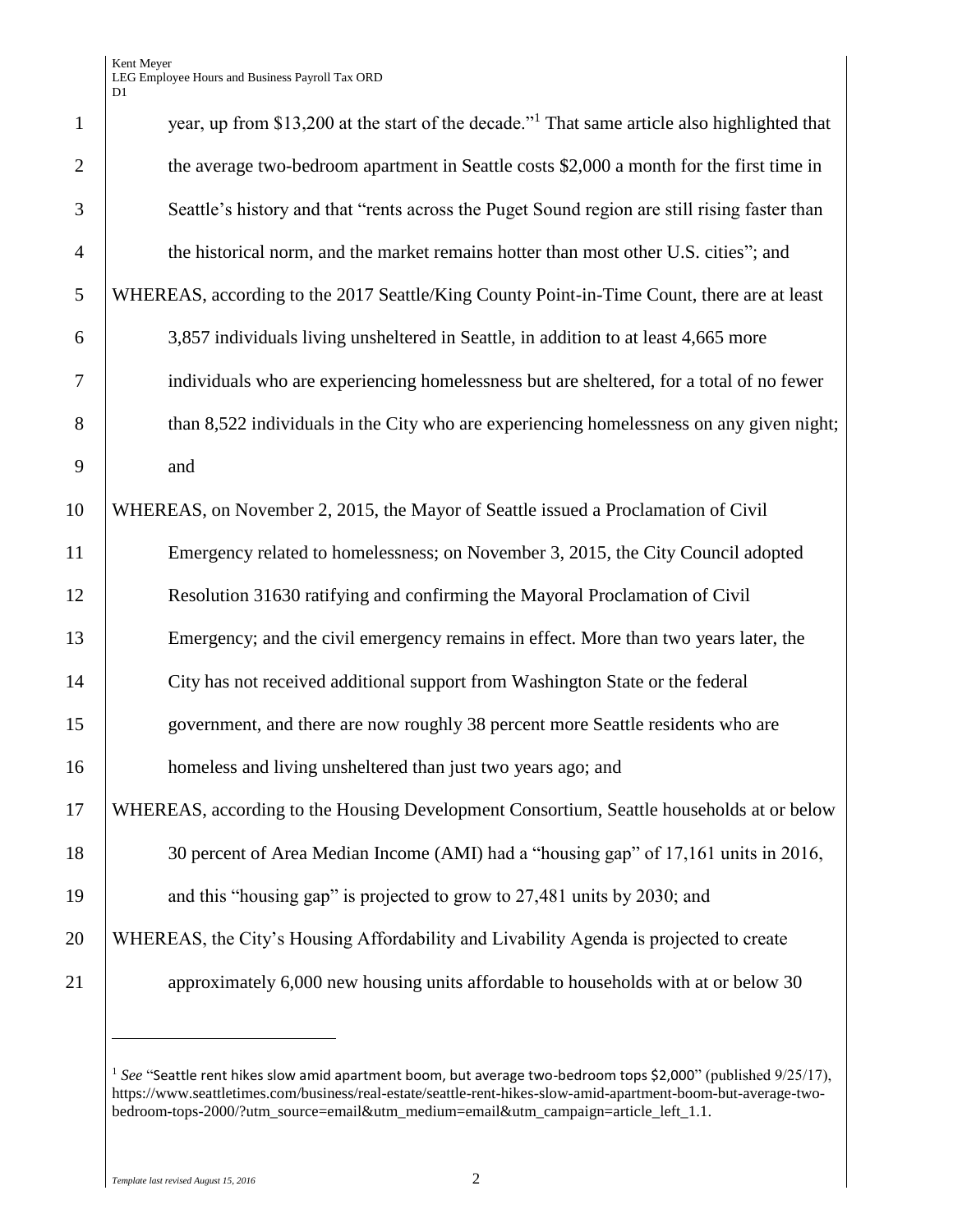year, up from $13,200 at the start of the decade."[1] That same article also highlighted that the average two-bedroom apartment in Seattle costs $2,000 a month for the first time in Seattle's history and that "rents across the Puget Sound region are still rising faster than the historical norm, and the market remains hotter than most other U.S. cities"; and

WHEREAS, according to the 2017 Seattle/King County Point-in-Time Count, there are at least 3,857 individuals living unsheltered in Seattle, in addition to at least 4,665 more individuals who are experiencing homelessness but are sheltered, for a total of no fewer than 8,522 individuals in the City who are experiencing homelessness on any given night; and

WHEREAS, on November 2, 2015, the Mayor of Seattle issued a Proclamation of Civil Emergency related to homelessness; on November 3, 2015, the City Council adopted Resolution 31630 ratifying and confirming the Mayoral Proclamation of Civil Emergency; and the civil emergency remains in effect. More than two years later, the City has not received additional support from Washington State or the federal government, and there are now roughly 38 percent more Seattle residents who are homeless and living unsheltered than just two years ago; and

WHEREAS, according to the Housing Development Consortium, Seattle households at or below 30 percent of Area Median Income (AMI) had a "housing gap" of 17,161 units in 2016, and this "housing gap" is projected to grow to 27,481 units by 2030; and

WHEREAS, the City's Housing Affordability and Livability Agenda is projected to create approximately 6,000 new housing units affordable to households with at or below 30

---

[1] *See* "Seattle rent hikes slow amid apartment boom, but average two-bedroom tops $2,000" (published 9/25/17), https://www.seattletimes.com/business/real-estate/seattle-rent-hikes-slow-amid-apartment-boom-but-average-two-bedroom-tops-2000/?utm_source=email&utm_medium=email&utm_campaign=article_left_1.1.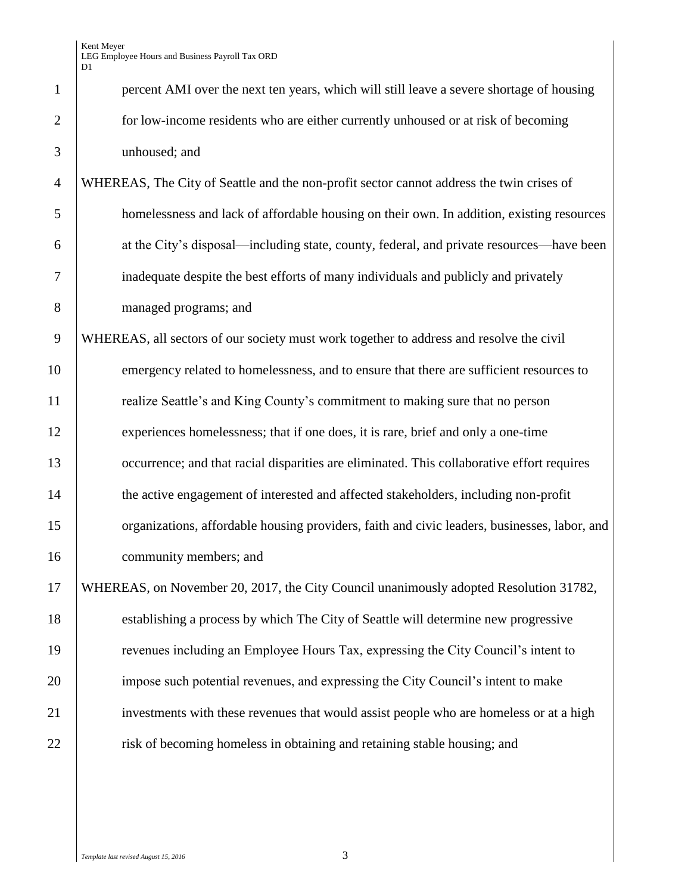percent AMI over the next ten years, which will still leave a severe shortage of housing for low-income residents who are either currently unhoused or at risk of becoming unhoused; and

WHEREAS, The City of Seattle and the non-profit sector cannot address the twin crises of homelessness and lack of affordable housing on their own. In addition, existing resources at the City's disposal—including state, county, federal, and private resources—have been inadequate despite the best efforts of many individuals and publicly and privately managed programs; and

WHEREAS, all sectors of our society must work together to address and resolve the civil emergency related to homelessness, and to ensure that there are sufficient resources to realize Seattle's and King County's commitment to making sure that no person experiences homelessness; that if one does, it is rare, brief and only a one-time occurrence; and that racial disparities are eliminated. This collaborative effort requires the active engagement of interested and affected stakeholders, including non-profit organizations, affordable housing providers, faith and civic leaders, businesses, labor, and community members; and

WHEREAS, on November 20, 2017, the City Council unanimously adopted Resolution 31782, establishing a process by which The City of Seattle will determine new progressive revenues including an Employee Hours Tax, expressing the City Council's intent to impose such potential revenues, and expressing the City Council's intent to make investments with these revenues that would assist people who are homeless or at a high risk of becoming homeless in obtaining and retaining stable housing; and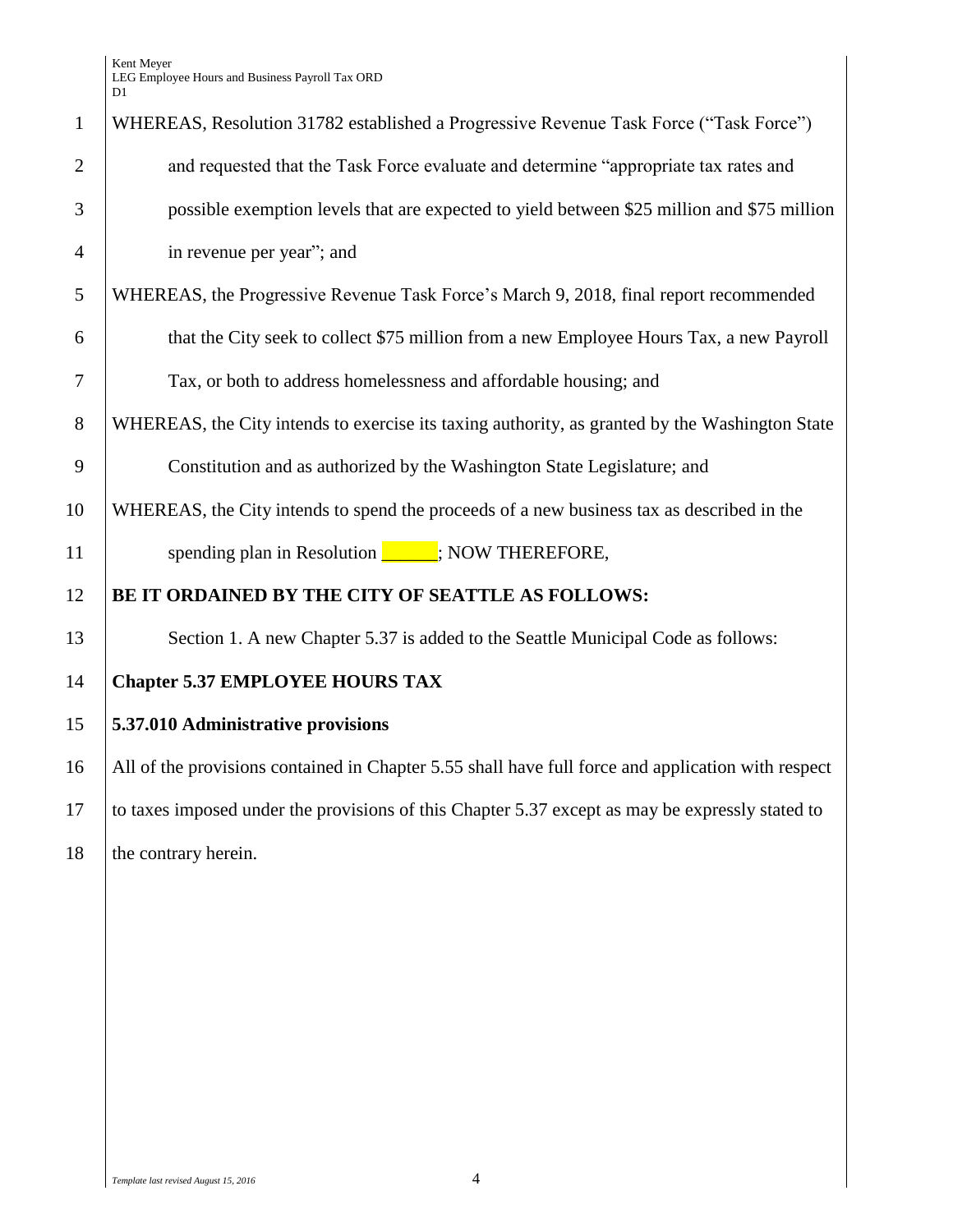WHEREAS, Resolution 31782 established a Progressive Revenue Task Force ("Task Force") and requested that the Task Force evaluate and determine "appropriate tax rates and possible exemption levels that are expected to yield between $25 million and $75 million in revenue per year"; and

WHEREAS, the Progressive Revenue Task Force's March 9, 2018, final report recommended that the City seek to collect $75 million from a new Employee Hours Tax, a new Payroll Tax, or both to address homelessness and affordable housing; and

WHEREAS, the City intends to exercise its taxing authority, as granted by the Washington State Constitution and as authorized by the Washington State Legislature; and

WHEREAS, the City intends to spend the proceeds of a new business tax as described in the spending plan in Resolution ______; NOW THEREFORE,

**BE IT ORDAINED BY THE CITY OF SEATTLE AS FOLLOWS:**

Section 1. A new Chapter 5.37 is added to the Seattle Municipal Code as follows:

**Chapter 5.37 EMPLOYEE HOURS TAX**

**5.37.010 Administrative provisions**

All of the provisions contained in Chapter 5.55 shall have full force and application with respect to taxes imposed under the provisions of this Chapter 5.37 except as may be expressly stated to the contrary herein.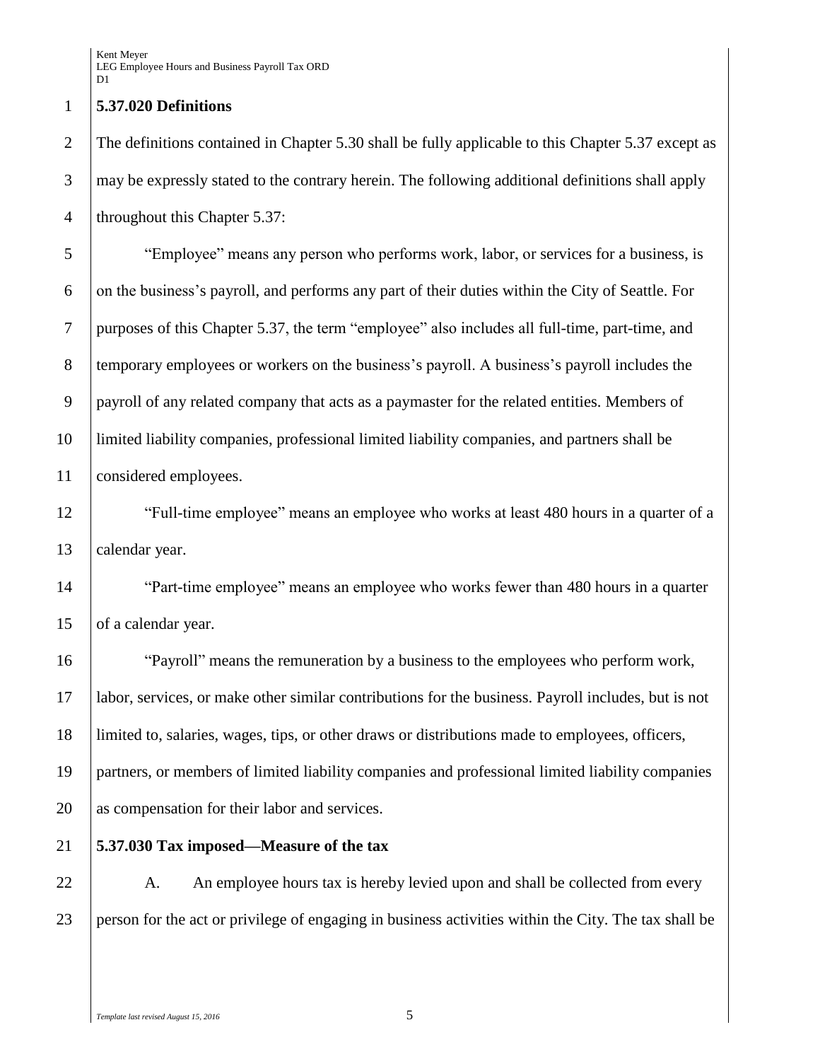**5.37.020 Definitions**

The definitions contained in Chapter 5.30 shall be fully applicable to this Chapter 5.37 except as may be expressly stated to the contrary herein. The following additional definitions shall apply throughout this Chapter 5.37:

"Employee" means any person who performs work, labor, or services for a business, is on the business's payroll, and performs any part of their duties within the City of Seattle. For purposes of this Chapter 5.37, the term "employee" also includes all full-time, part-time, and temporary employees or workers on the business's payroll. A business's payroll includes the payroll of any related company that acts as a paymaster for the related entities. Members of limited liability companies, professional limited liability companies, and partners shall be considered employees.

"Full-time employee" means an employee who works at least 480 hours in a quarter of a calendar year.

"Part-time employee" means an employee who works fewer than 480 hours in a quarter of a calendar year.

"Payroll" means the remuneration by a business to the employees who perform work, labor, services, or make other similar contributions for the business. Payroll includes, but is not limited to, salaries, wages, tips, or other draws or distributions made to employees, officers, partners, or members of limited liability companies and professional limited liability companies as compensation for their labor and services.

**5.37.030 Tax imposed—Measure of the tax**

A. An employee hours tax is hereby levied upon and shall be collected from every person for the act or privilege of engaging in business activities within the City. The tax shall be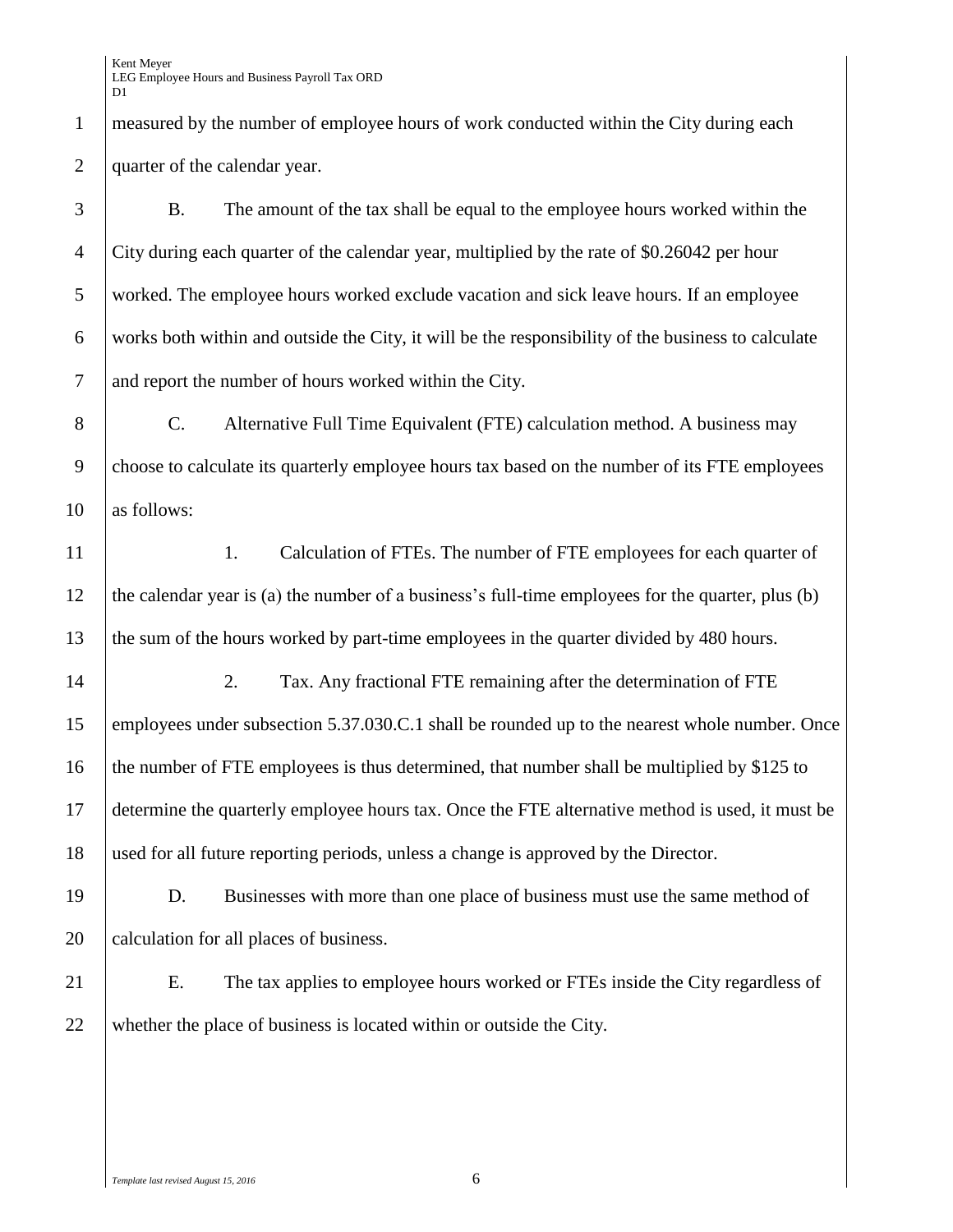measured by the number of employee hours of work conducted within the City during each quarter of the calendar year.

B. The amount of the tax shall be equal to the employee hours worked within the City during each quarter of the calendar year, multiplied by the rate of $0.26042 per hour worked. The employee hours worked exclude vacation and sick leave hours. If an employee works both within and outside the City, it will be the responsibility of the business to calculate and report the number of hours worked within the City.

C. Alternative Full Time Equivalent (FTE) calculation method. A business may choose to calculate its quarterly employee hours tax based on the number of its FTE employees as follows:

1. Calculation of FTEs. The number of FTE employees for each quarter of the calendar year is (a) the number of a business's full-time employees for the quarter, plus (b) the sum of the hours worked by part-time employees in the quarter divided by 480 hours.

2. Tax. Any fractional FTE remaining after the determination of FTE employees under subsection 5.37.030.C.1 shall be rounded up to the nearest whole number. Once the number of FTE employees is thus determined, that number shall be multiplied by $125 to determine the quarterly employee hours tax. Once the FTE alternative method is used, it must be used for all future reporting periods, unless a change is approved by the Director.

D. Businesses with more than one place of business must use the same method of calculation for all places of business.

E. The tax applies to employee hours worked or FTEs inside the City regardless of whether the place of business is located within or outside the City.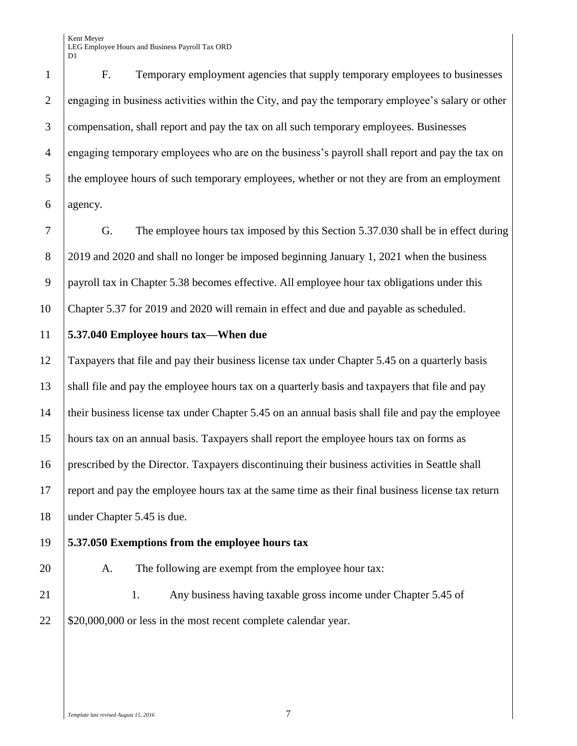F. Temporary employment agencies that supply temporary employees to businesses engaging in business activities within the City, and pay the temporary employee's salary or other compensation, shall report and pay the tax on all such temporary employees. Businesses engaging temporary employees who are on the business's payroll shall report and pay the tax on the employee hours of such temporary employees, whether or not they are from an employment agency.

G. The employee hours tax imposed by this Section 5.37.030 shall be in effect during 2019 and 2020 and shall no longer be imposed beginning January 1, 2021 when the business payroll tax in Chapter 5.38 becomes effective. All employee hour tax obligations under this Chapter 5.37 for 2019 and 2020 will remain in effect and due and payable as scheduled.

**5.37.040 Employee hours tax—When due**

Taxpayers that file and pay their business license tax under Chapter 5.45 on a quarterly basis shall file and pay the employee hours tax on a quarterly basis and taxpayers that file and pay their business license tax under Chapter 5.45 on an annual basis shall file and pay the employee hours tax on an annual basis. Taxpayers shall report the employee hours tax on forms as prescribed by the Director. Taxpayers discontinuing their business activities in Seattle shall report and pay the employee hours tax at the same time as their final business license tax return under Chapter 5.45 is due.

**5.37.050 Exemptions from the employee hours tax**

A. The following are exempt from the employee hour tax:

1. Any business having taxable gross income under Chapter 5.45 of $20,000,000 or less in the most recent complete calendar year.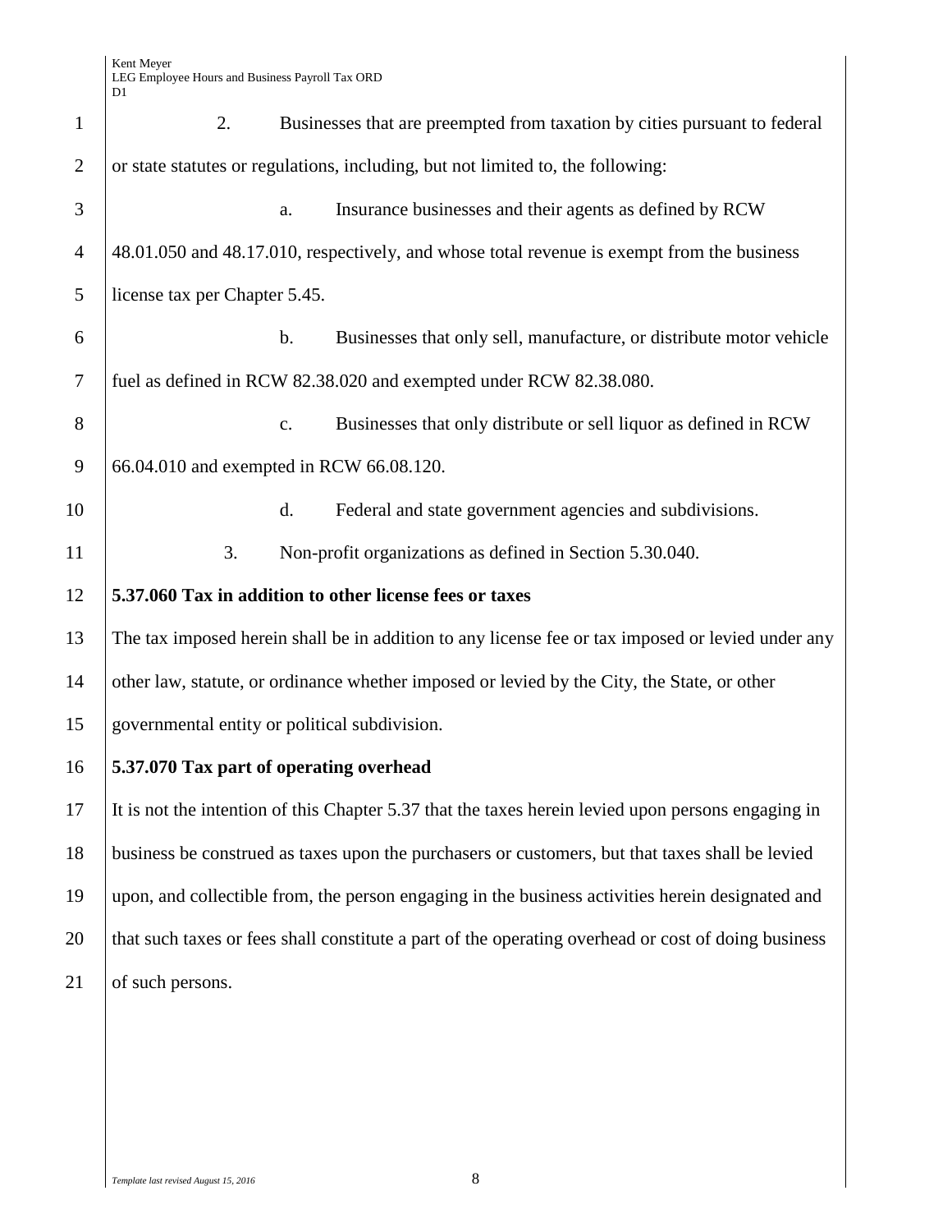2. Businesses that are preempted from taxation by cities pursuant to federal or state statutes or regulations, including, but not limited to, the following:

a. Insurance businesses and their agents as defined by RCW 48.01.050 and 48.17.010, respectively, and whose total revenue is exempt from the business license tax per Chapter 5.45.

b. Businesses that only sell, manufacture, or distribute motor vehicle fuel as defined in RCW 82.38.020 and exempted under RCW 82.38.080.

c. Businesses that only distribute or sell liquor as defined in RCW 66.04.010 and exempted in RCW 66.08.120.

d. Federal and state government agencies and subdivisions.

3. Non-profit organizations as defined in Section 5.30.040.

**5.37.060 Tax in addition to other license fees or taxes**

The tax imposed herein shall be in addition to any license fee or tax imposed or levied under any other law, statute, or ordinance whether imposed or levied by the City, the State, or other governmental entity or political subdivision.

**5.37.070 Tax part of operating overhead**

It is not the intention of this Chapter 5.37 that the taxes herein levied upon persons engaging in business be construed as taxes upon the purchasers or customers, but that taxes shall be levied upon, and collectible from, the person engaging in the business activities herein designated and that such taxes or fees shall constitute a part of the operating overhead or cost of doing business of such persons.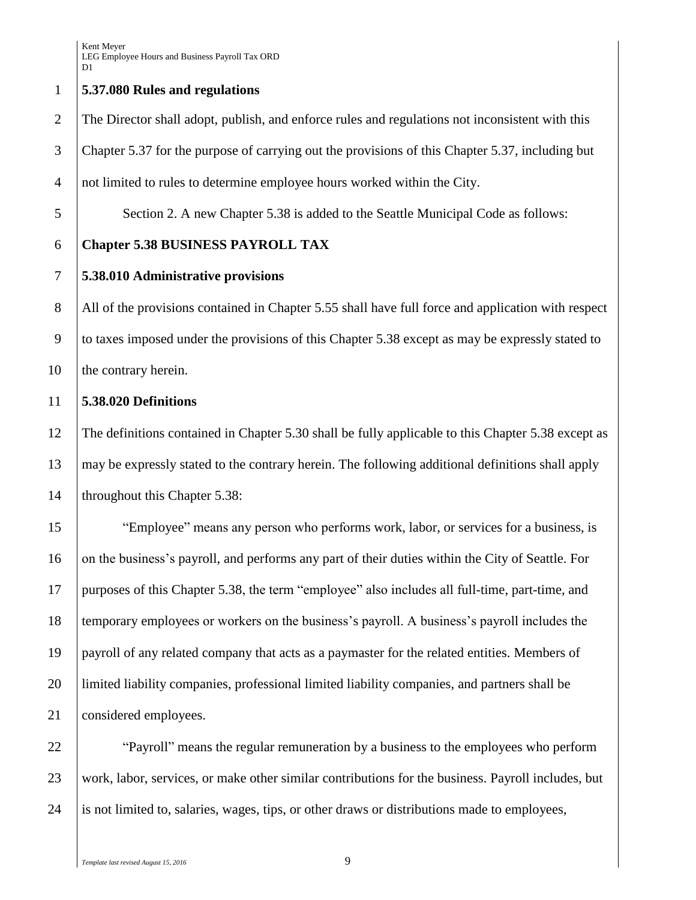**5.37.080 Rules and regulations**

The Director shall adopt, publish, and enforce rules and regulations not inconsistent with this Chapter 5.37 for the purpose of carrying out the provisions of this Chapter 5.37, including but not limited to rules to determine employee hours worked within the City.

Section 2. A new Chapter 5.38 is added to the Seattle Municipal Code as follows:

**Chapter 5.38 BUSINESS PAYROLL TAX**

**5.38.010 Administrative provisions**

All of the provisions contained in Chapter 5.55 shall have full force and application with respect to taxes imposed under the provisions of this Chapter 5.38 except as may be expressly stated to the contrary herein.

**5.38.020 Definitions**

The definitions contained in Chapter 5.30 shall be fully applicable to this Chapter 5.38 except as may be expressly stated to the contrary herein. The following additional definitions shall apply throughout this Chapter 5.38:

"Employee" means any person who performs work, labor, or services for a business, is on the business's payroll, and performs any part of their duties within the City of Seattle. For purposes of this Chapter 5.38, the term "employee" also includes all full-time, part-time, and temporary employees or workers on the business's payroll. A business's payroll includes the payroll of any related company that acts as a paymaster for the related entities. Members of limited liability companies, professional limited liability companies, and partners shall be considered employees.

"Payroll" means the regular remuneration by a business to the employees who perform work, labor, services, or make other similar contributions for the business. Payroll includes, but is not limited to, salaries, wages, tips, or other draws or distributions made to employees,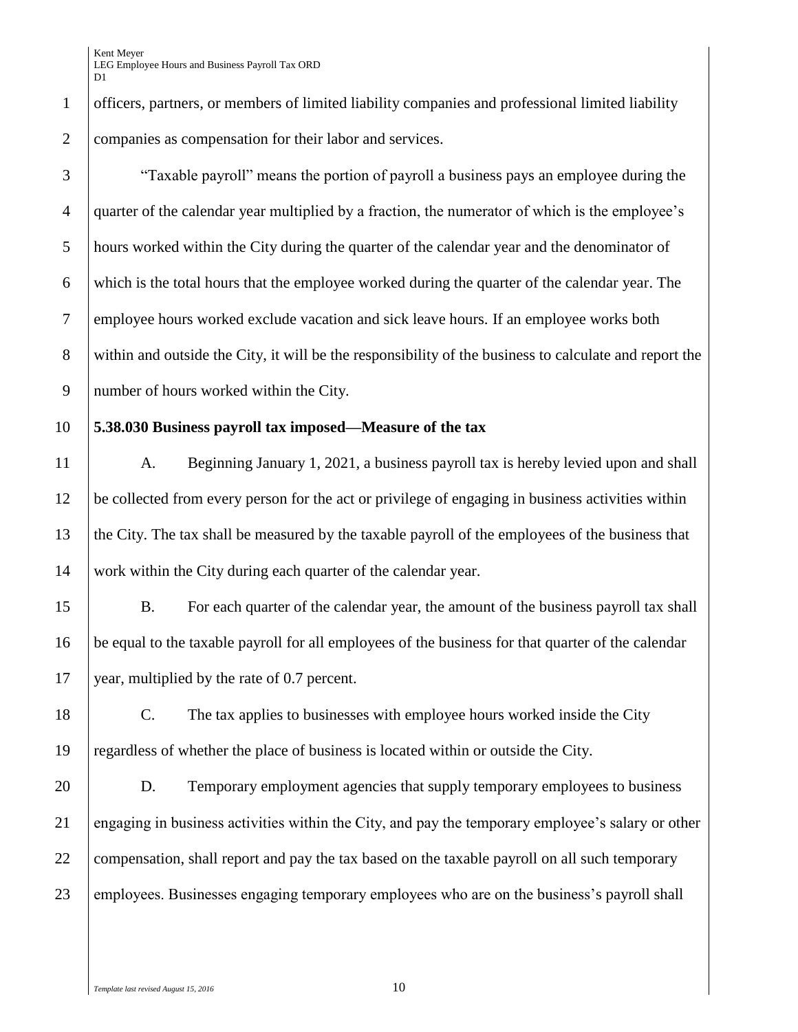officers, partners, or members of limited liability companies and professional limited liability companies as compensation for their labor and services.

"Taxable payroll" means the portion of payroll a business pays an employee during the quarter of the calendar year multiplied by a fraction, the numerator of which is the employee's hours worked within the City during the quarter of the calendar year and the denominator of which is the total hours that the employee worked during the quarter of the calendar year. The employee hours worked exclude vacation and sick leave hours. If an employee works both within and outside the City, it will be the responsibility of the business to calculate and report the number of hours worked within the City.

**5.38.030 Business payroll tax imposed—Measure of the tax**

A. Beginning January 1, 2021, a business payroll tax is hereby levied upon and shall be collected from every person for the act or privilege of engaging in business activities within the City. The tax shall be measured by the taxable payroll of the employees of the business that work within the City during each quarter of the calendar year.

B. For each quarter of the calendar year, the amount of the business payroll tax shall be equal to the taxable payroll for all employees of the business for that quarter of the calendar year, multiplied by the rate of 0.7 percent.

C. The tax applies to businesses with employee hours worked inside the City regardless of whether the place of business is located within or outside the City.

D. Temporary employment agencies that supply temporary employees to business engaging in business activities within the City, and pay the temporary employee's salary or other compensation, shall report and pay the tax based on the taxable payroll on all such temporary employees. Businesses engaging temporary employees who are on the business's payroll shall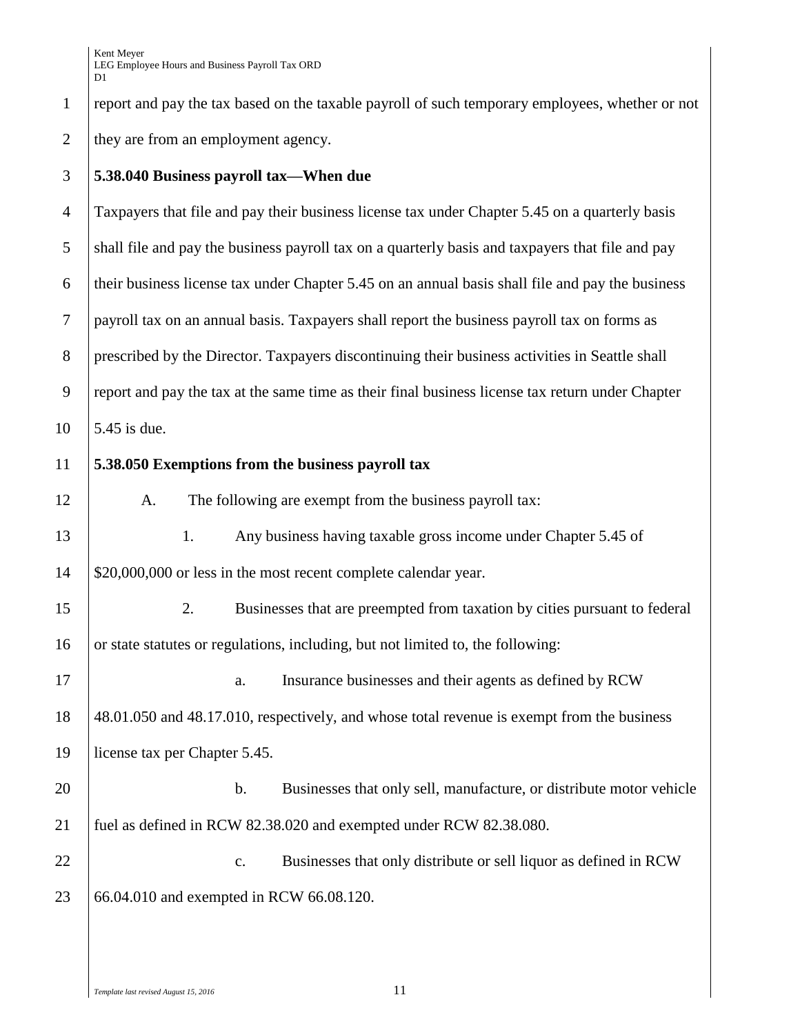report and pay the tax based on the taxable payroll of such temporary employees, whether or not they are from an employment agency.

**5.38.040 Business payroll tax—When due**

Taxpayers that file and pay their business license tax under Chapter 5.45 on a quarterly basis shall file and pay the business payroll tax on a quarterly basis and taxpayers that file and pay their business license tax under Chapter 5.45 on an annual basis shall file and pay the business payroll tax on an annual basis. Taxpayers shall report the business payroll tax on forms as prescribed by the Director. Taxpayers discontinuing their business activities in Seattle shall report and pay the tax at the same time as their final business license tax return under Chapter 5.45 is due.

**5.38.050 Exemptions from the business payroll tax**

A. The following are exempt from the business payroll tax:

1. Any business having taxable gross income under Chapter 5.45 of $20,000,000 or less in the most recent complete calendar year.

2. Businesses that are preempted from taxation by cities pursuant to federal or state statutes or regulations, including, but not limited to, the following:

a. Insurance businesses and their agents as defined by RCW 48.01.050 and 48.17.010, respectively, and whose total revenue is exempt from the business license tax per Chapter 5.45.

b. Businesses that only sell, manufacture, or distribute motor vehicle fuel as defined in RCW 82.38.020 and exempted under RCW 82.38.080.

c. Businesses that only distribute or sell liquor as defined in RCW 66.04.010 and exempted in RCW 66.08.120.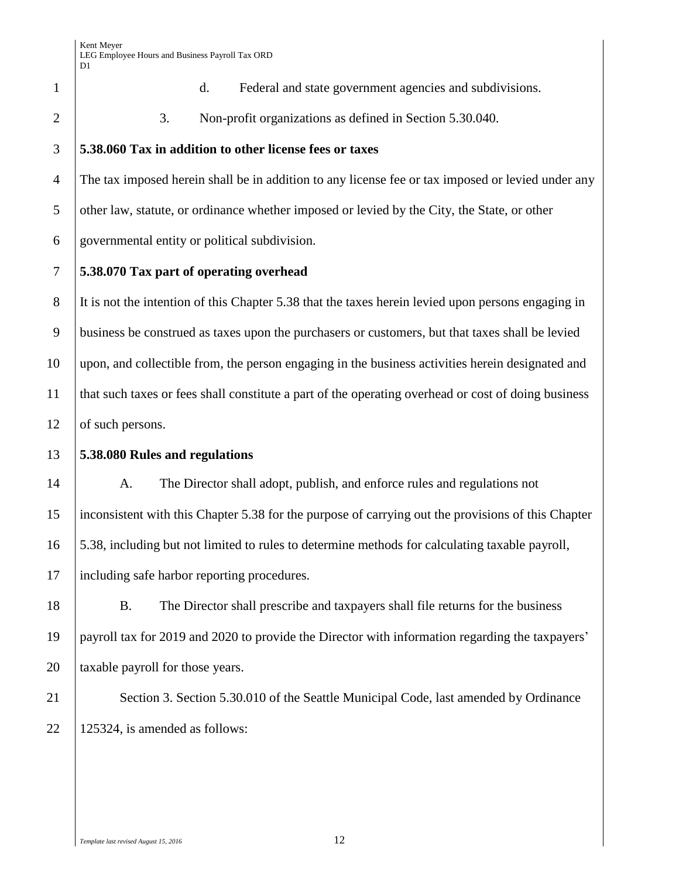d. Federal and state government agencies and subdivisions.

3. Non-profit organizations as defined in Section 5.30.040.

**5.38.060 Tax in addition to other license fees or taxes**

The tax imposed herein shall be in addition to any license fee or tax imposed or levied under any other law, statute, or ordinance whether imposed or levied by the City, the State, or other governmental entity or political subdivision.

**5.38.070 Tax part of operating overhead**

It is not the intention of this Chapter 5.38 that the taxes herein levied upon persons engaging in business be construed as taxes upon the purchasers or customers, but that taxes shall be levied upon, and collectible from, the person engaging in the business activities herein designated and that such taxes or fees shall constitute a part of the operating overhead or cost of doing business of such persons.

**5.38.080 Rules and regulations**

A. The Director shall adopt, publish, and enforce rules and regulations not inconsistent with this Chapter 5.38 for the purpose of carrying out the provisions of this Chapter 5.38, including but not limited to rules to determine methods for calculating taxable payroll, including safe harbor reporting procedures.

B. The Director shall prescribe and taxpayers shall file returns for the business payroll tax for 2019 and 2020 to provide the Director with information regarding the taxpayers' taxable payroll for those years.

Section 3. Section 5.30.010 of the Seattle Municipal Code, last amended by Ordinance 125324, is amended as follows: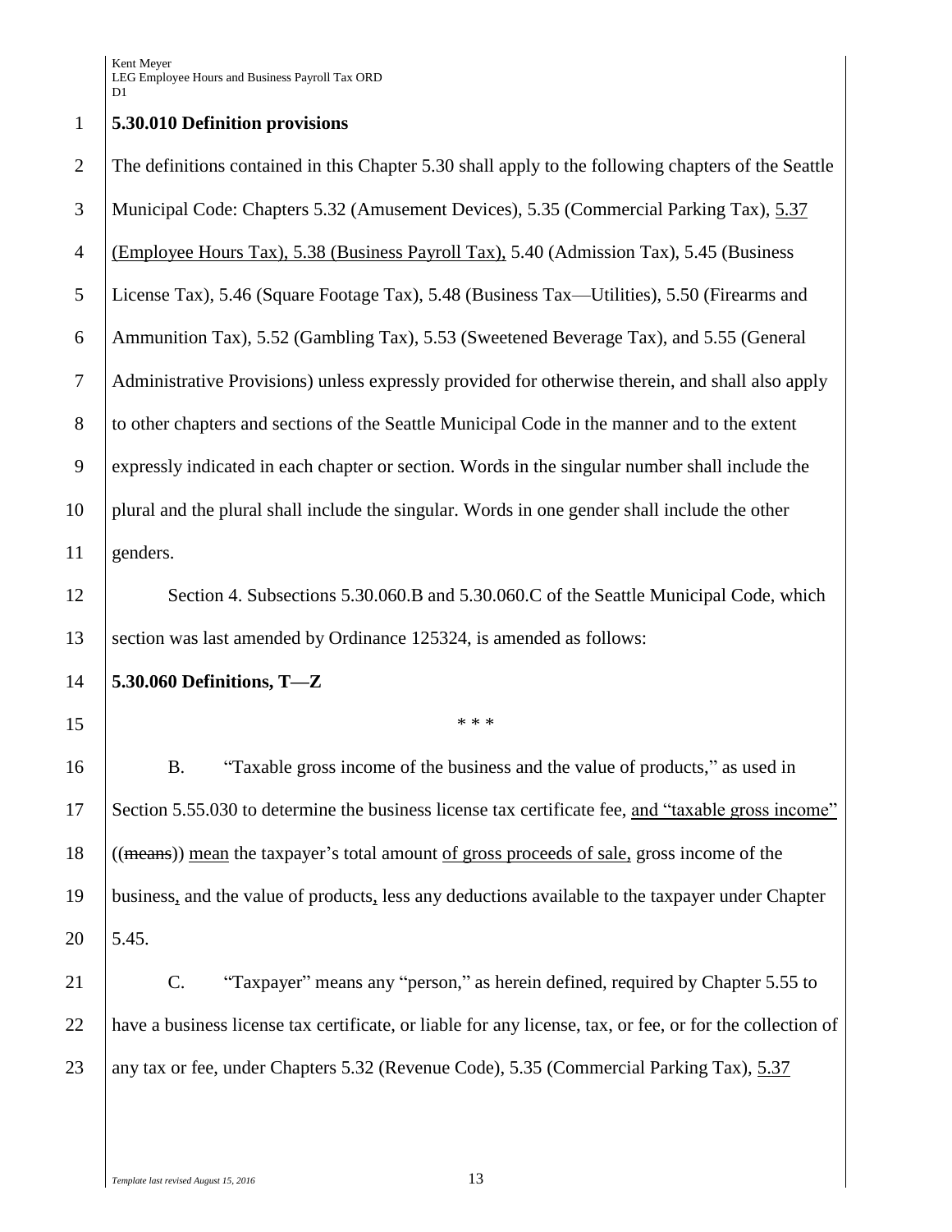**5.30.010 Definition provisions**

The definitions contained in this Chapter 5.30 shall apply to the following chapters of the Seattle Municipal Code: Chapters 5.32 (Amusement Devices), 5.35 (Commercial Parking Tax), <u>5.37 (Employee Hours Tax), 5.38 (Business Payroll Tax),</u> 5.40 (Admission Tax), 5.45 (Business License Tax), 5.46 (Square Footage Tax), 5.48 (Business Tax—Utilities), 5.50 (Firearms and Ammunition Tax), 5.52 (Gambling Tax), 5.53 (Sweetened Beverage Tax), and 5.55 (General Administrative Provisions) unless expressly provided for otherwise therein, and shall also apply to other chapters and sections of the Seattle Municipal Code in the manner and to the extent expressly indicated in each chapter or section. Words in the singular number shall include the plural and the plural shall include the singular. Words in one gender shall include the other genders.

Section 4. Subsections 5.30.060.B and 5.30.060.C of the Seattle Municipal Code, which section was last amended by Ordinance 125324, is amended as follows:

**5.30.060 Definitions, T—Z**

\* \* \*

B. "Taxable gross income of the business and the value of products," as used in Section 5.55.030 to determine the business license tax certificate fee, <u>and "taxable gross income"</u> ((~~means~~)) <u>mean</u> the taxpayer's total amount <u>of gross proceeds of sale,</u> gross income of the business<u>,</u> and the value of products<u>,</u> less any deductions available to the taxpayer under Chapter 5.45.

C. "Taxpayer" means any "person," as herein defined, required by Chapter 5.55 to have a business license tax certificate, or liable for any license, tax, or fee, or for the collection of any tax or fee, under Chapters 5.32 (Revenue Code), 5.35 (Commercial Parking Tax), <u>5.37</u>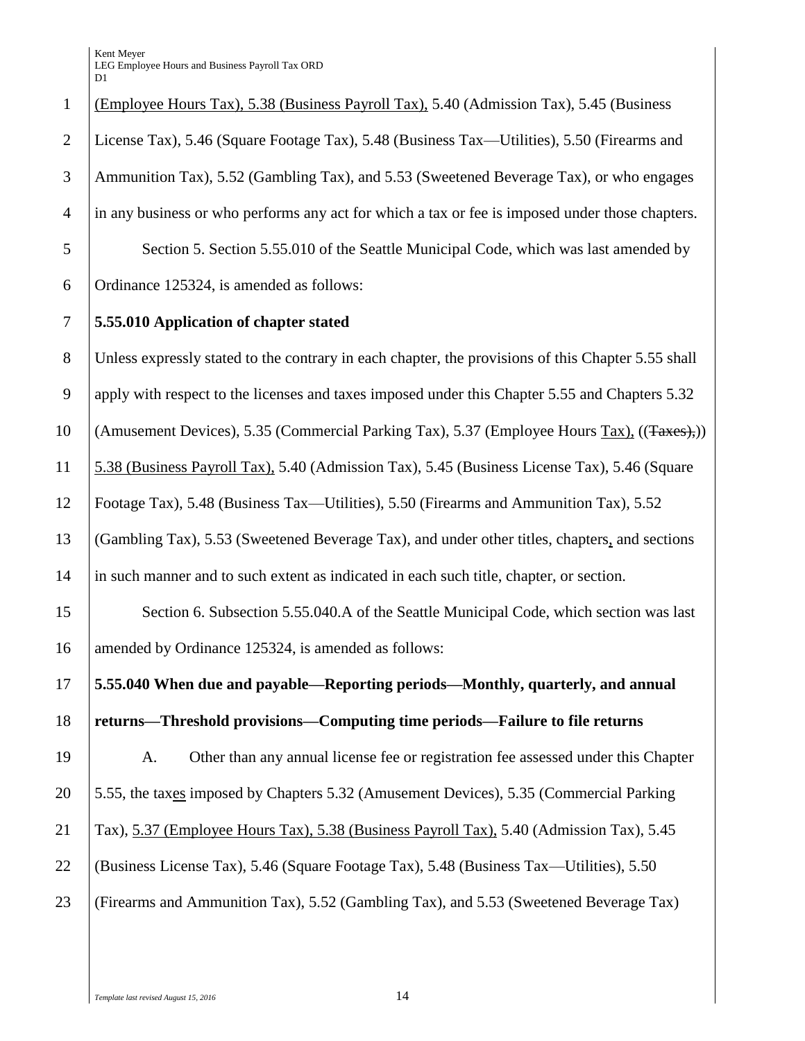(Employee Hours Tax), 5.38 (Business Payroll Tax), 5.40 (Admission Tax), 5.45 (Business License Tax), 5.46 (Square Footage Tax), 5.48 (Business Tax—Utilities), 5.50 (Firearms and Ammunition Tax), 5.52 (Gambling Tax), and 5.53 (Sweetened Beverage Tax), or who engages in any business or who performs any act for which a tax or fee is imposed under those chapters.

Section 5. Section 5.55.010 of the Seattle Municipal Code, which was last amended by Ordinance 125324, is amended as follows:

**5.55.010 Application of chapter stated**

Unless expressly stated to the contrary in each chapter, the provisions of this Chapter 5.55 shall apply with respect to the licenses and taxes imposed under this Chapter 5.55 and Chapters 5.32 (Amusement Devices), 5.35 (Commercial Parking Tax), 5.37 (Employee Hours Tax), ((Taxes),)) 5.38 (Business Payroll Tax), 5.40 (Admission Tax), 5.45 (Business License Tax), 5.46 (Square Footage Tax), 5.48 (Business Tax—Utilities), 5.50 (Firearms and Ammunition Tax), 5.52 (Gambling Tax), 5.53 (Sweetened Beverage Tax), and under other titles, chapters, and sections in such manner and to such extent as indicated in each such title, chapter, or section.

Section 6. Subsection 5.55.040.A of the Seattle Municipal Code, which section was last amended by Ordinance 125324, is amended as follows:

**5.55.040 When due and payable—Reporting periods—Monthly, quarterly, and annual returns—Threshold provisions—Computing time periods—Failure to file returns**

A. Other than any annual license fee or registration fee assessed under this Chapter 5.55, the taxes imposed by Chapters 5.32 (Amusement Devices), 5.35 (Commercial Parking Tax), 5.37 (Employee Hours Tax), 5.38 (Business Payroll Tax), 5.40 (Admission Tax), 5.45 (Business License Tax), 5.46 (Square Footage Tax), 5.48 (Business Tax—Utilities), 5.50 (Firearms and Ammunition Tax), 5.52 (Gambling Tax), and 5.53 (Sweetened Beverage Tax)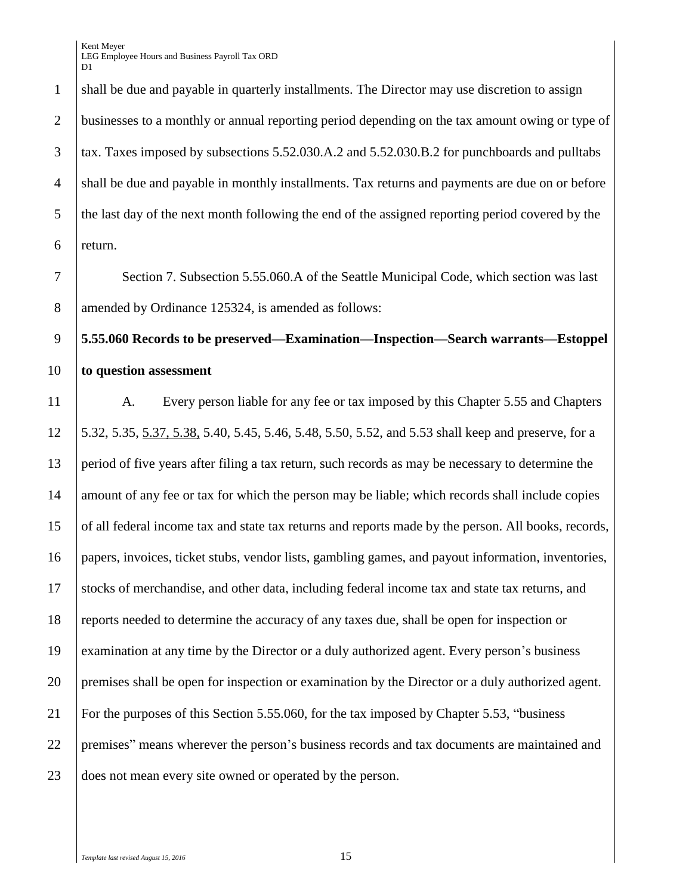shall be due and payable in quarterly installments. The Director may use discretion to assign businesses to a monthly or annual reporting period depending on the tax amount owing or type of tax. Taxes imposed by subsections 5.52.030.A.2 and 5.52.030.B.2 for punchboards and pulltabs shall be due and payable in monthly installments. Tax returns and payments are due on or before the last day of the next month following the end of the assigned reporting period covered by the return.

Section 7. Subsection 5.55.060.A of the Seattle Municipal Code, which section was last amended by Ordinance 125324, is amended as follows:

**5.55.060 Records to be preserved—Examination—Inspection—Search warrants—Estoppel to question assessment**

A. Every person liable for any fee or tax imposed by this Chapter 5.55 and Chapters 5.32, 5.35, <u>5.37, 5.38,</u> 5.40, 5.45, 5.46, 5.48, 5.50, 5.52, and 5.53 shall keep and preserve, for a period of five years after filing a tax return, such records as may be necessary to determine the amount of any fee or tax for which the person may be liable; which records shall include copies of all federal income tax and state tax returns and reports made by the person. All books, records, papers, invoices, ticket stubs, vendor lists, gambling games, and payout information, inventories, stocks of merchandise, and other data, including federal income tax and state tax returns, and reports needed to determine the accuracy of any taxes due, shall be open for inspection or examination at any time by the Director or a duly authorized agent. Every person's business premises shall be open for inspection or examination by the Director or a duly authorized agent. For the purposes of this Section 5.55.060, for the tax imposed by Chapter 5.53, "business premises" means wherever the person's business records and tax documents are maintained and does not mean every site owned or operated by the person.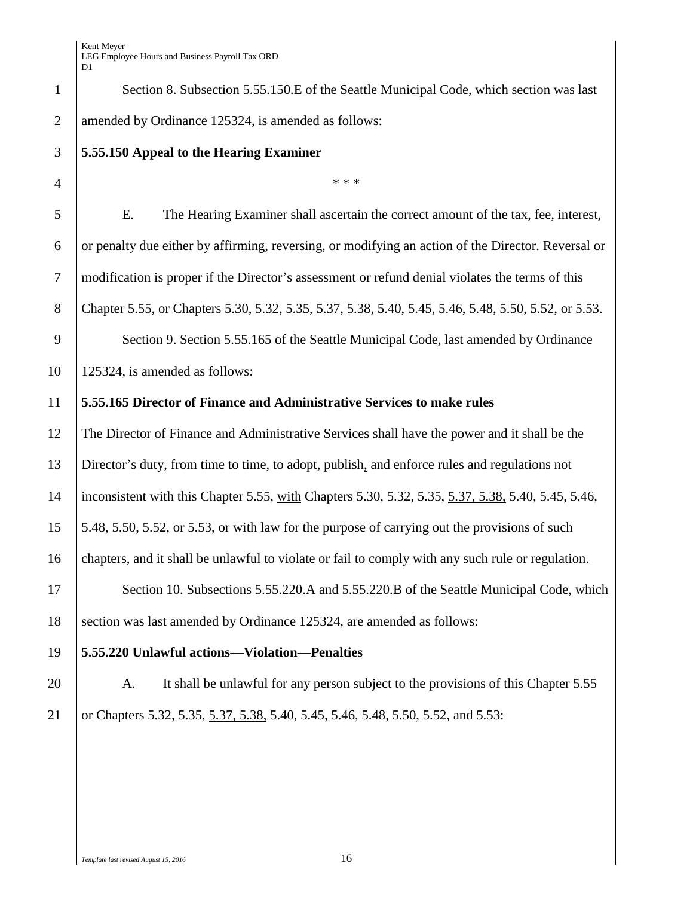Section 8. Subsection 5.55.150.E of the Seattle Municipal Code, which section was last amended by Ordinance 125324, is amended as follows:

**5.55.150 Appeal to the Hearing Examiner**

\* \* \*

E. The Hearing Examiner shall ascertain the correct amount of the tax, fee, interest, or penalty due either by affirming, reversing, or modifying an action of the Director. Reversal or modification is proper if the Director's assessment or refund denial violates the terms of this Chapter 5.55, or Chapters 5.30, 5.32, 5.35, 5.37, <u>5.38,</u> 5.40, 5.45, 5.46, 5.48, 5.50, 5.52, or 5.53.

Section 9. Section 5.55.165 of the Seattle Municipal Code, last amended by Ordinance 125324, is amended as follows:

**5.55.165 Director of Finance and Administrative Services to make rules**

The Director of Finance and Administrative Services shall have the power and it shall be the Director's duty, from time to time, to adopt, publish<u>,</u> and enforce rules and regulations not inconsistent with this Chapter 5.55, <u>with</u> Chapters 5.30, 5.32, 5.35, <u>5.37, 5.38,</u> 5.40, 5.45, 5.46, 5.48, 5.50, 5.52, or 5.53, or with law for the purpose of carrying out the provisions of such chapters, and it shall be unlawful to violate or fail to comply with any such rule or regulation.

Section 10. Subsections 5.55.220.A and 5.55.220.B of the Seattle Municipal Code, which section was last amended by Ordinance 125324, are amended as follows:

**5.55.220 Unlawful actions—Violation—Penalties**

A. It shall be unlawful for any person subject to the provisions of this Chapter 5.55 or Chapters 5.32, 5.35, <u>5.37, 5.38,</u> 5.40, 5.45, 5.46, 5.48, 5.50, 5.52, and 5.53: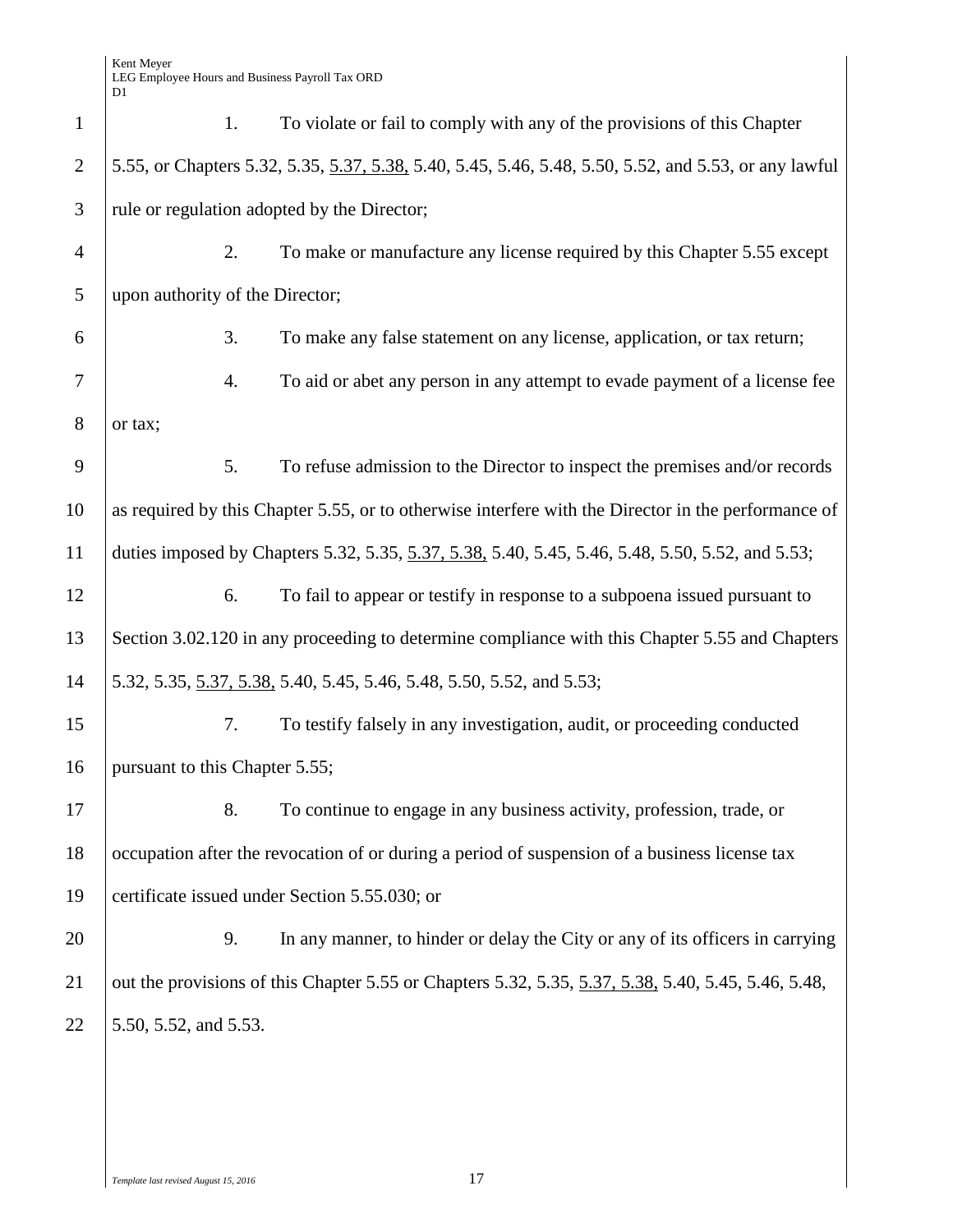1. To violate or fail to comply with any of the provisions of this Chapter 5.55, or Chapters 5.32, 5.35, <u>5.37, 5.38,</u> 5.40, 5.45, 5.46, 5.48, 5.50, 5.52, and 5.53, or any lawful rule or regulation adopted by the Director;

2. To make or manufacture any license required by this Chapter 5.55 except upon authority of the Director;

3. To make any false statement on any license, application, or tax return;

4. To aid or abet any person in any attempt to evade payment of a license fee or tax;

5. To refuse admission to the Director to inspect the premises and/or records as required by this Chapter 5.55, or to otherwise interfere with the Director in the performance of duties imposed by Chapters 5.32, 5.35, <u>5.37, 5.38,</u> 5.40, 5.45, 5.46, 5.48, 5.50, 5.52, and 5.53;

6. To fail to appear or testify in response to a subpoena issued pursuant to Section 3.02.120 in any proceeding to determine compliance with this Chapter 5.55 and Chapters 5.32, 5.35, <u>5.37, 5.38,</u> 5.40, 5.45, 5.46, 5.48, 5.50, 5.52, and 5.53;

7. To testify falsely in any investigation, audit, or proceeding conducted pursuant to this Chapter 5.55;

8. To continue to engage in any business activity, profession, trade, or occupation after the revocation of or during a period of suspension of a business license tax certificate issued under Section 5.55.030; or

9. In any manner, to hinder or delay the City or any of its officers in carrying out the provisions of this Chapter 5.55 or Chapters 5.32, 5.35, <u>5.37, 5.38,</u> 5.40, 5.45, 5.46, 5.48, 5.50, 5.52, and 5.53.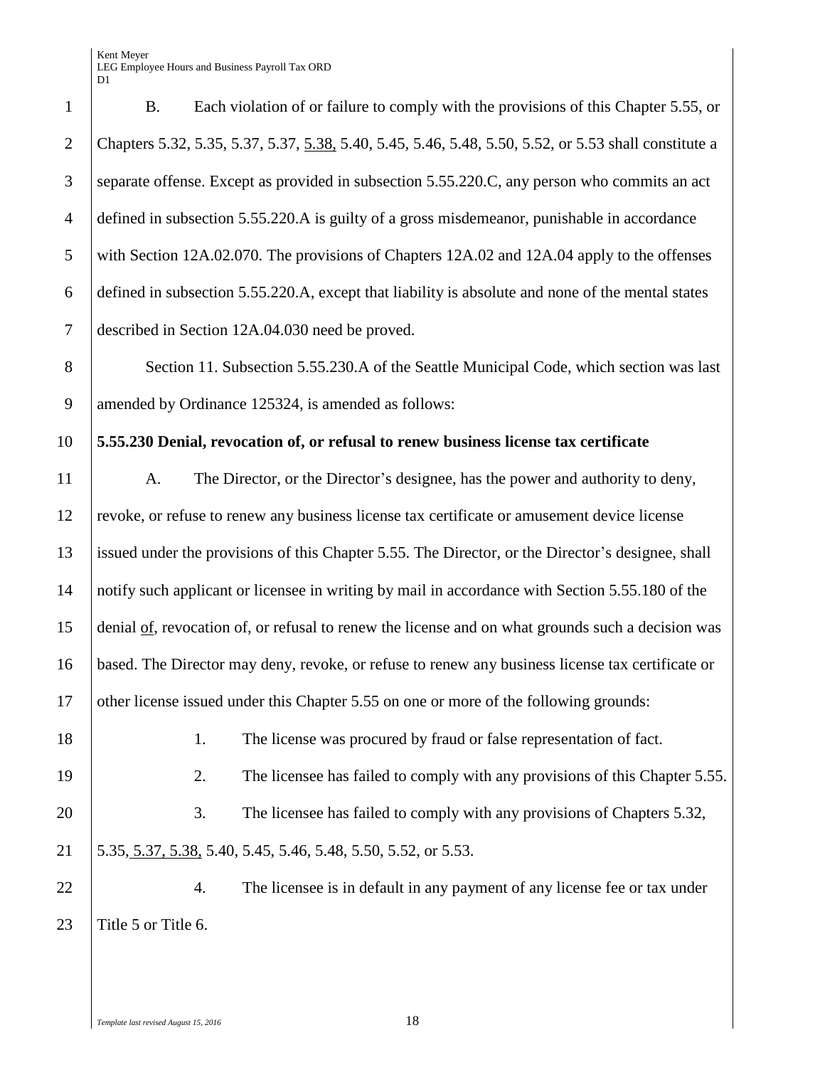B. Each violation of or failure to comply with the provisions of this Chapter 5.55, or Chapters 5.32, 5.35, 5.37, 5.37, <u>5.38,</u> 5.40, 5.45, 5.46, 5.48, 5.50, 5.52, or 5.53 shall constitute a separate offense. Except as provided in subsection 5.55.220.C, any person who commits an act defined in subsection 5.55.220.A is guilty of a gross misdemeanor, punishable in accordance with Section 12A.02.070. The provisions of Chapters 12A.02 and 12A.04 apply to the offenses defined in subsection 5.55.220.A, except that liability is absolute and none of the mental states described in Section 12A.04.030 need be proved.

Section 11. Subsection 5.55.230.A of the Seattle Municipal Code, which section was last amended by Ordinance 125324, is amended as follows:

**5.55.230 Denial, revocation of, or refusal to renew business license tax certificate**

A. The Director, or the Director's designee, has the power and authority to deny, revoke, or refuse to renew any business license tax certificate or amusement device license issued under the provisions of this Chapter 5.55. The Director, or the Director's designee, shall notify such applicant or licensee in writing by mail in accordance with Section 5.55.180 of the denial <u>of</u>, revocation of, or refusal to renew the license and on what grounds such a decision was based. The Director may deny, revoke, or refuse to renew any business license tax certificate or other license issued under this Chapter 5.55 on one or more of the following grounds:

1. The license was procured by fraud or false representation of fact.

2. The licensee has failed to comply with any provisions of this Chapter 5.55.

3. The licensee has failed to comply with any provisions of Chapters 5.32, 5.35, <u>5.37, 5.38,</u> 5.40, 5.45, 5.46, 5.48, 5.50, 5.52, or 5.53.

4. The licensee is in default in any payment of any license fee or tax under Title 5 or Title 6.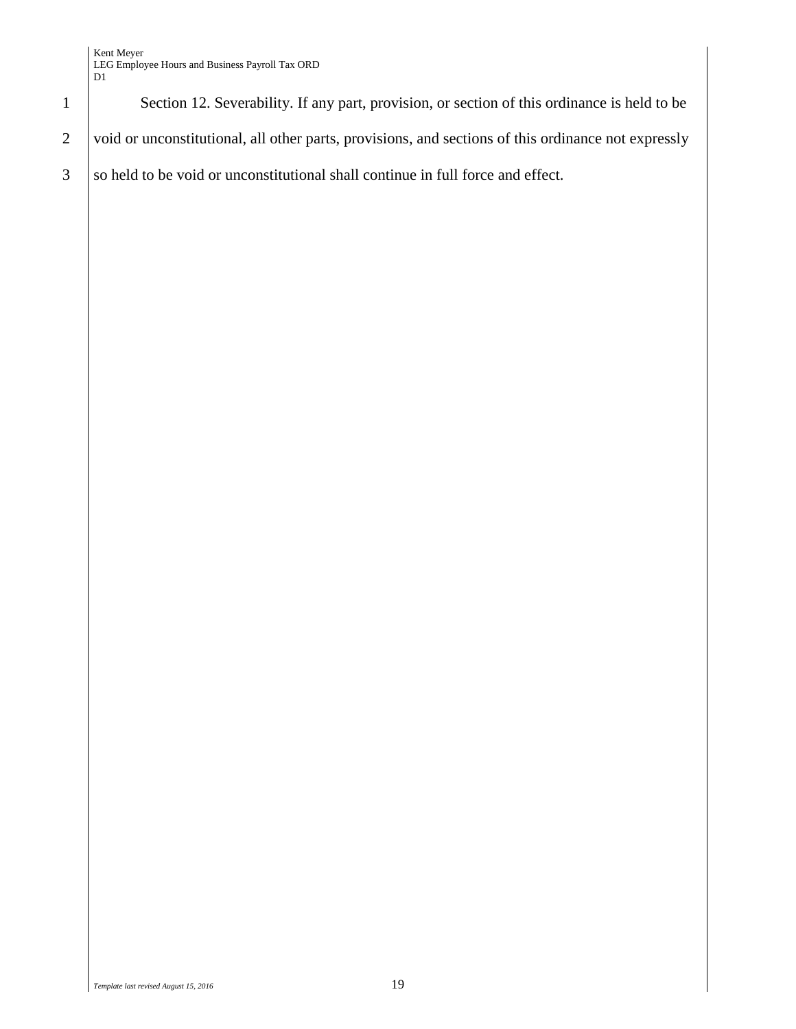Section 12. Severability. If any part, provision, or section of this ordinance is held to be void or unconstitutional, all other parts, provisions, and sections of this ordinance not expressly so held to be void or unconstitutional shall continue in full force and effect.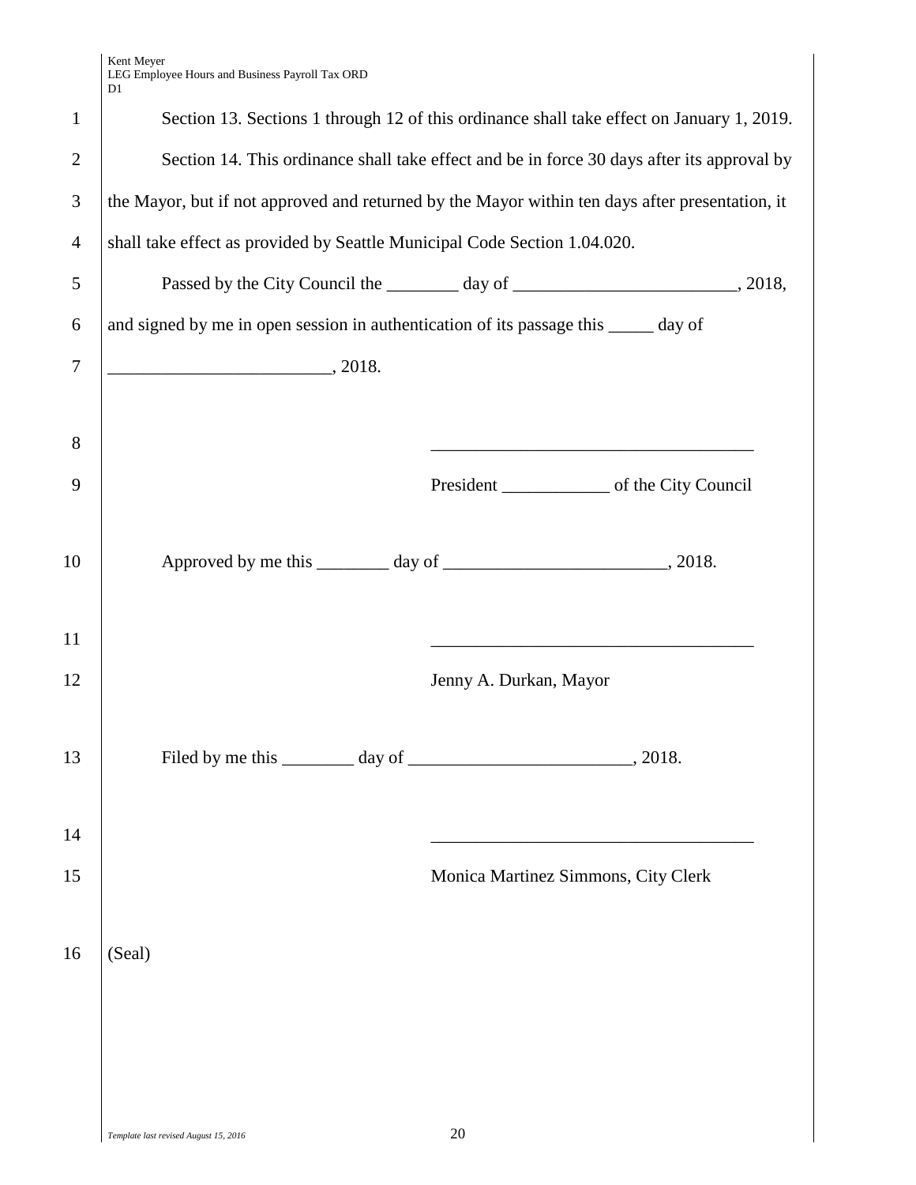Section 13. Sections 1 through 12 of this ordinance shall take effect on January 1, 2019.

Section 14. This ordinance shall take effect and be in force 30 days after its approval by the Mayor, but if not approved and returned by the Mayor within ten days after presentation, it shall take effect as provided by Seattle Municipal Code Section 1.04.020.

Passed by the City Council the ________ day of _________________________, 2018, and signed by me in open session in authentication of its passage this _____ day of _________________________, 2018.

____________________________________

President ____________ of the City Council

Approved by me this ________ day of _________________________, 2018.

____________________________________

Jenny A. Durkan, Mayor

Filed by me this ________ day of _________________________, 2018.

____________________________________

Monica Martinez Simmons, City Clerk

(Seal)